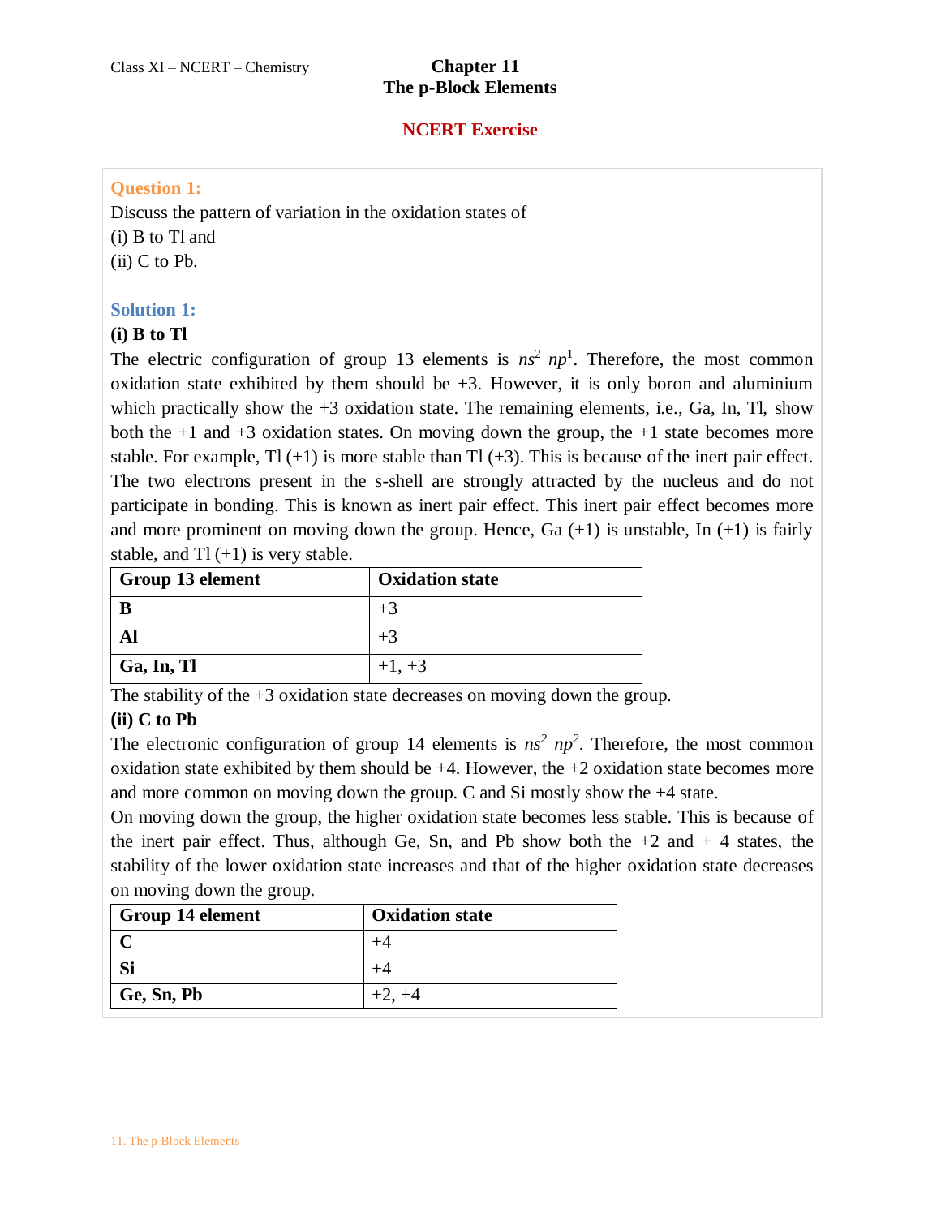Class XI – NCERT – Chemistry

# Chapter 11
# The p-Block Elements

## NCERT Exercise

### Question 1:

Discuss the pattern of variation in the oxidation states of

(i) B to Tl and

(ii) C to Pb.

### Solution 1:

**(i) B to Tl**

The electric configuration of group 13 elements is $ns^2\ np^1$. Therefore, the most common oxidation state exhibited by them should be +3. However, it is only boron and aluminium which practically show the +3 oxidation state. The remaining elements, i.e., Ga, In, Tl, show both the +1 and +3 oxidation states. On moving down the group, the +1 state becomes more stable. For example, Tl (+1) is more stable than Tl (+3). This is because of the inert pair effect. The two electrons present in the s-shell are strongly attracted by the nucleus and do not participate in bonding. This is known as inert pair effect. This inert pair effect becomes more and more prominent on moving down the group. Hence, Ga (+1) is unstable, In (+1) is fairly stable, and Tl (+1) is very stable.

| Group 13 element | Oxidation state |
|---|---|
| **B** | +3 |
| **Al** | +3 |
| **Ga, In, Tl** | +1, +3 |

The stability of the +3 oxidation state decreases on moving down the group.

**(ii) C to Pb**

The electronic configuration of group 14 elements is $ns^2\ np^2$. Therefore, the most common oxidation state exhibited by them should be +4. However, the +2 oxidation state becomes more and more common on moving down the group. C and Si mostly show the +4 state.

On moving down the group, the higher oxidation state becomes less stable. This is because of the inert pair effect. Thus, although Ge, Sn, and Pb show both the +2 and + 4 states, the stability of the lower oxidation state increases and that of the higher oxidation state decreases on moving down the group.

| Group 14 element | Oxidation state |
|---|---|
| **C** | +4 |
| **Si** | +4 |
| **Ge, Sn, Pb** | +2, +4 |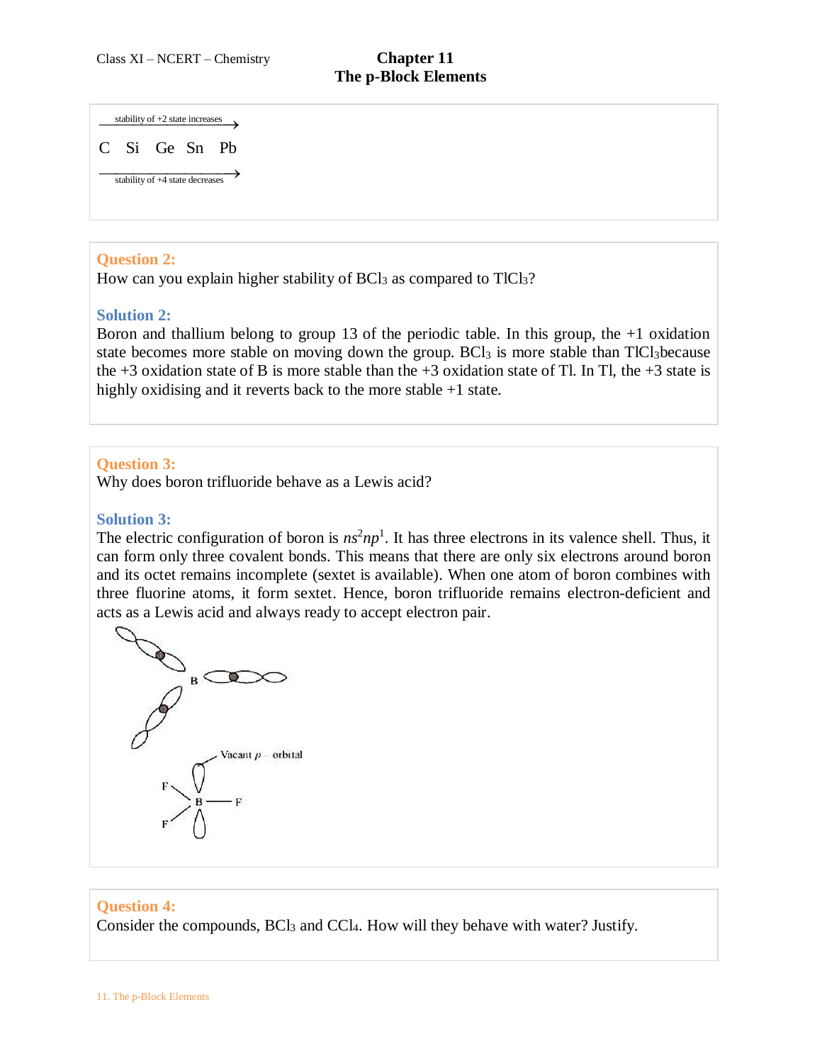stability of +2 state increases →

C Si Ge Sn Pb

stability of +4 state decreases →

**Question 2:**

How can you explain higher stability of $BCl_3$ as compared to $TlCl_3$?

**Solution 2:**

Boron and thallium belong to group 13 of the periodic table. In this group, the +1 oxidation state becomes more stable on moving down the group. $BCl_3$ is more stable than $TlCl_3$because the +3 oxidation state of B is more stable than the +3 oxidation state of Tl. In Tl, the +3 state is highly oxidising and it reverts back to the more stable +1 state.

**Question 3:**

Why does boron trifluoride behave as a Lewis acid?

**Solution 3:**

The electric configuration of boron is $ns^2np^1$. It has three electrons in its valence shell. Thus, it can form only three covalent bonds. This means that there are only six electrons around boron and its octet remains incomplete (sextet is available). When one atom of boron combines with three fluorine atoms, it form sextet. Hence, boron trifluoride remains electron-deficient and acts as a Lewis acid and always ready to accept electron pair.

Vacant $p$ – orbital

**Question 4:**

Consider the compounds, $BCl_3$ and $CCl_4$. How will they behave with water? Justify.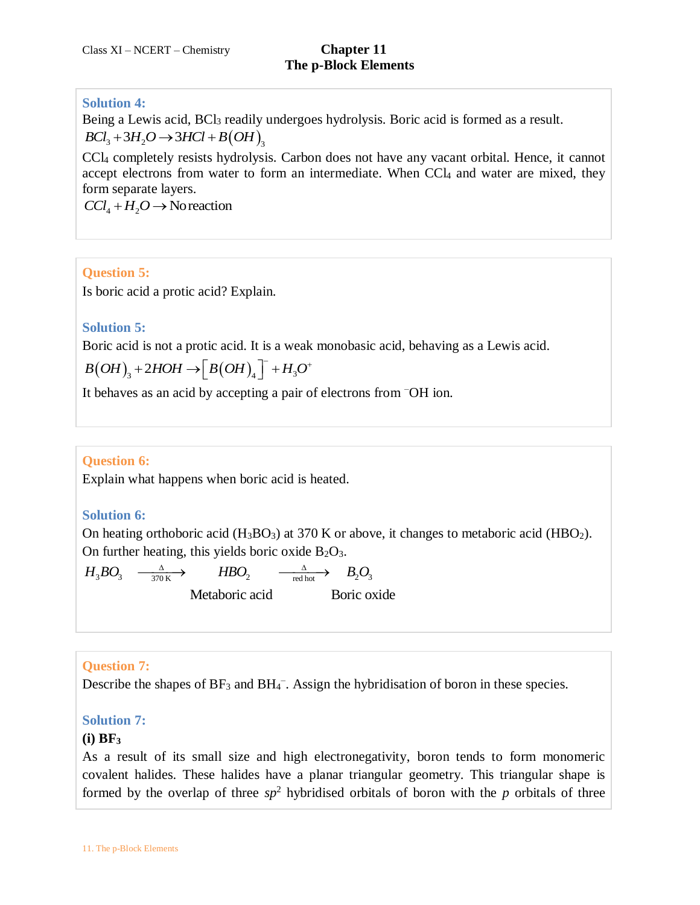**Solution 4:**

Being a Lewis acid, $BCl_3$ readily undergoes hydrolysis. Boric acid is formed as a result.

$$BCl_3 + 3H_2O \rightarrow 3HCl + B(OH)_3$$

$CCl_4$ completely resists hydrolysis. Carbon does not have any vacant orbital. Hence, it cannot accept electrons from water to form an intermediate. When $CCl_4$ and water are mixed, they form separate layers.

$$CCl_4 + H_2O \rightarrow \text{No reaction}$$

**Question 5:**

Is boric acid a protic acid? Explain.

**Solution 5:**

Boric acid is not a protic acid. It is a weak monobasic acid, behaving as a Lewis acid.

$$B(OH)_3 + 2HOH \rightarrow [B(OH)_4]^- + H_3O^+$$

It behaves as an acid by accepting a pair of electrons from $^-OH$ ion.

**Question 6:**

Explain what happens when boric acid is heated.

**Solution 6:**

On heating orthoboric acid ($H_3BO_3$) at 370 K or above, it changes to metaboric acid ($HBO_2$). On further heating, this yields boric oxide $B_2O_3$.

$$H_3BO_3 \xrightarrow[370\text{ K}]{\Delta} \underset{\text{Metaboric acid}}{HBO_2} \xrightarrow[\text{red hot}]{\Delta} \underset{\text{Boric oxide}}{B_2O_3}$$

**Question 7:**

Describe the shapes of $BF_3$ and $BH_4^-$. Assign the hybridisation of boron in these species.

**Solution 7:**

**(i) $BF_3$**

As a result of its small size and high electronegativity, boron tends to form monomeric covalent halides. These halides have a planar triangular geometry. This triangular shape is formed by the overlap of three $sp^2$ hybridised orbitals of boron with the $p$ orbitals of three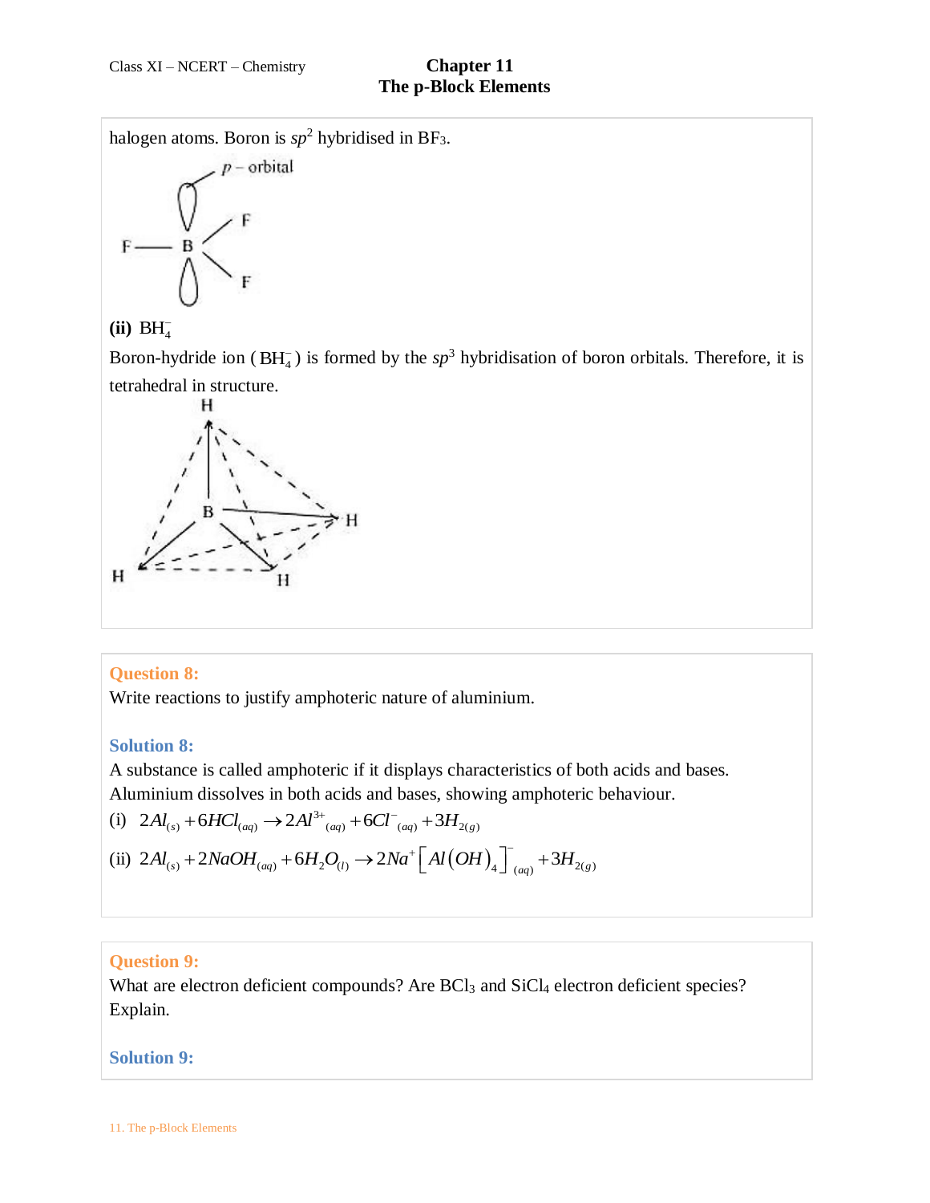halogen atoms. Boron is $sp^2$ hybridised in $BF_3$.

**(ii)** $BH_4^-$

Boron-hydride ion ($BH_4^-$) is formed by the $sp^3$ hybridisation of boron orbitals. Therefore, it is tetrahedral in structure.

**Question 8:**

Write reactions to justify amphoteric nature of aluminium.

**Solution 8:**

A substance is called amphoteric if it displays characteristics of both acids and bases. Aluminium dissolves in both acids and bases, showing amphoteric behaviour.

(i) $2Al_{(s)} + 6HCl_{(aq)} \rightarrow 2Al^{3+}{}_{(aq)} + 6Cl^-{}_{(aq)} + 3H_{2(g)}$

(ii) $2Al_{(s)} + 2NaOH_{(aq)} + 6H_2O_{(l)} \rightarrow 2Na^+\left[Al(OH)_4\right]^-_{(aq)} + 3H_{2(g)}$

**Question 9:**

What are electron deficient compounds? Are $BCl_3$ and $SiCl_4$ electron deficient species? Explain.

**Solution 9:**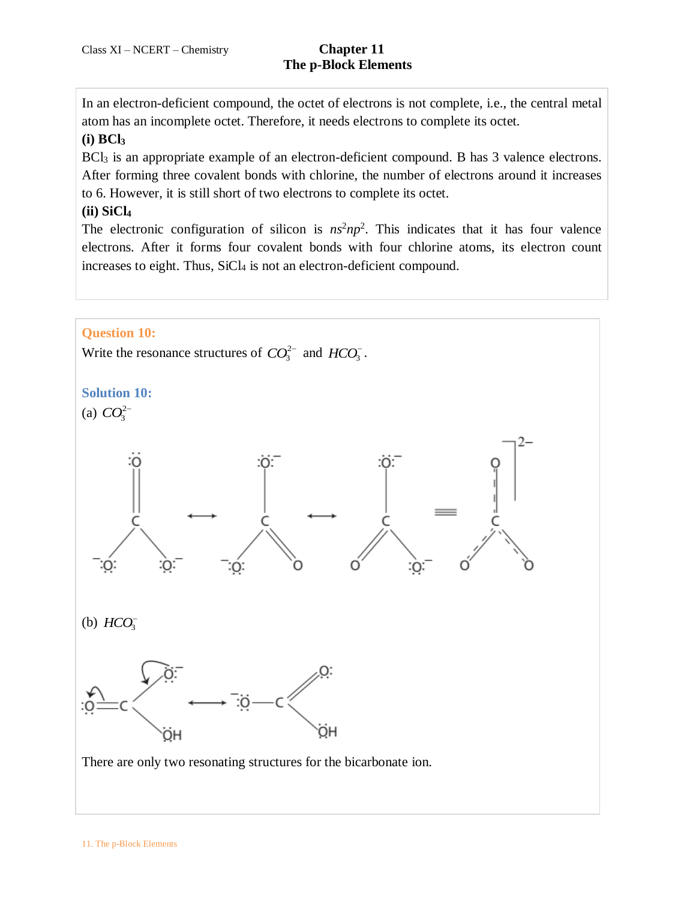In an electron-deficient compound, the octet of electrons is not complete, i.e., the central metal atom has an incomplete octet. Therefore, it needs electrons to complete its octet.

**(i) $BCl_3$**

$BCl_3$ is an appropriate example of an electron-deficient compound. B has 3 valence electrons. After forming three covalent bonds with chlorine, the number of electrons around it increases to 6. However, it is still short of two electrons to complete its octet.

**(ii) $SiCl_4$**

The electronic configuration of silicon is $ns^2np^2$. This indicates that it has four valence electrons. After it forms four covalent bonds with four chlorine atoms, its electron count increases to eight. Thus, $SiCl_4$ is not an electron-deficient compound.

**Question 10:**

Write the resonance structures of $CO_3^{2-}$ and $HCO_3^-$.

**Solution 10:**

(a) $CO_3^{2-}$

(b) $HCO_3^-$

There are only two resonating structures for the bicarbonate ion.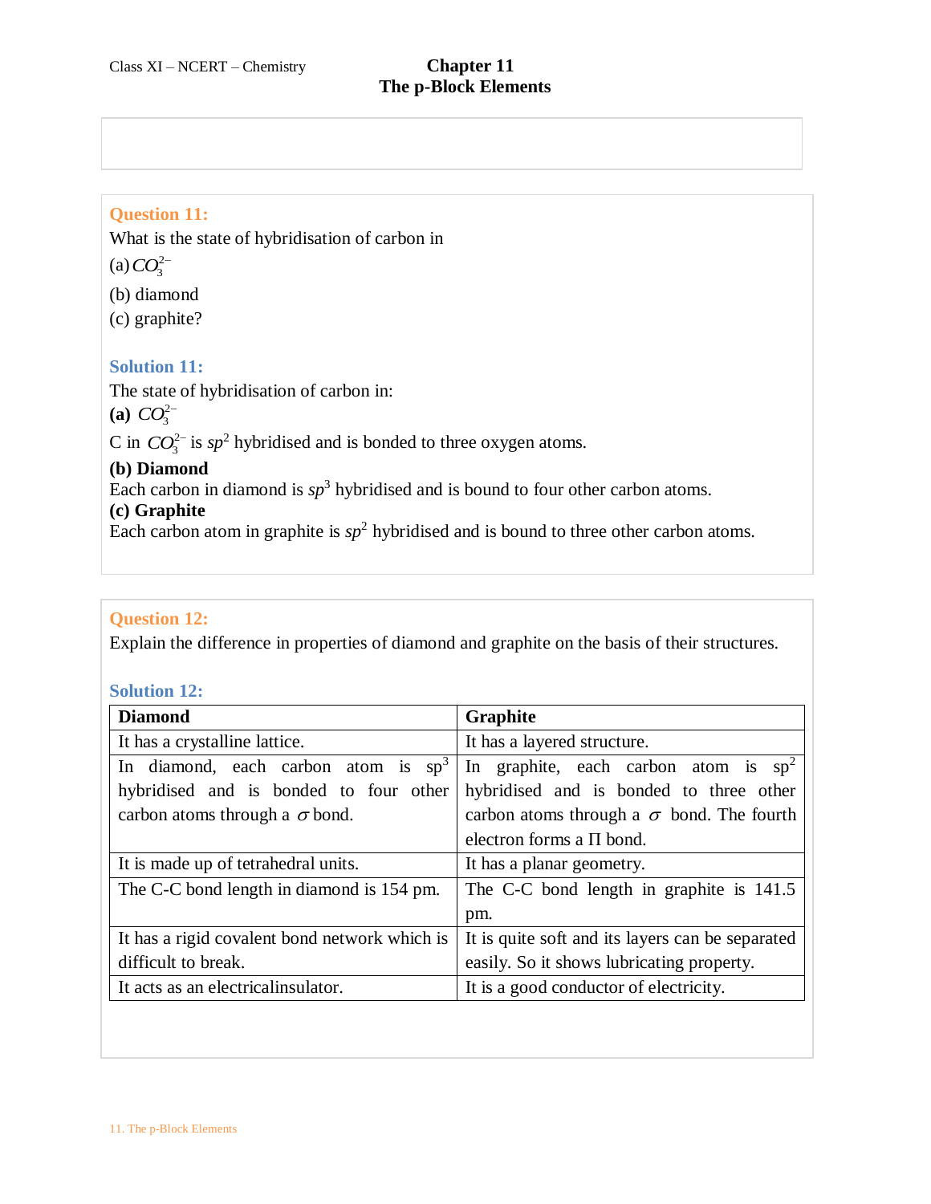**Question 11:**

What is the state of hybridisation of carbon in

(a) $CO_3^{2-}$

(b) diamond

(c) graphite?

**Solution 11:**

The state of hybridisation of carbon in:

**(a)** $CO_3^{2-}$

C in $CO_3^{2-}$ is $sp^2$ hybridised and is bonded to three oxygen atoms.

**(b) Diamond**

Each carbon in diamond is $sp^3$ hybridised and is bound to four other carbon atoms.

**(c) Graphite**

Each carbon atom in graphite is $sp^2$ hybridised and is bound to three other carbon atoms.

**Question 12:**

Explain the difference in properties of diamond and graphite on the basis of their structures.

**Solution 12:**

| Diamond | Graphite |
|---|---|
| It has a crystalline lattice. | It has a layered structure. |
| In diamond, each carbon atom is $sp^3$ hybridised and is bonded to four other carbon atoms through a $\sigma$ bond. | In graphite, each carbon atom is $sp^2$ hybridised and is bonded to three other carbon atoms through a $\sigma$ bond. The fourth electron forms a $\Pi$ bond. |
| It is made up of tetrahedral units. | It has a planar geometry. |
| The C-C bond length in diamond is 154 pm. | The C-C bond length in graphite is 141.5 pm. |
| It has a rigid covalent bond network which is difficult to break. | It is quite soft and its layers can be separated easily. So it shows lubricating property. |
| It acts as an electricalinsulator. | It is a good conductor of electricity. |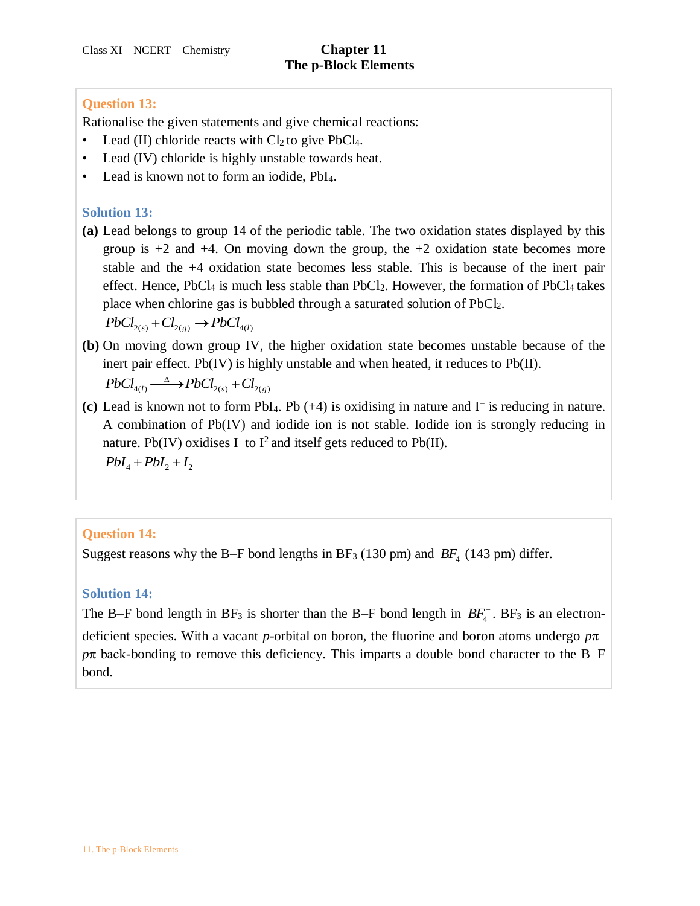**Question 13:**

Rationalise the given statements and give chemical reactions:

- Lead (II) chloride reacts with $Cl_2$ to give $PbCl_4$.
- Lead (IV) chloride is highly unstable towards heat.
- Lead is known not to form an iodide, $PbI_4$.

**Solution 13:**

**(a)** Lead belongs to group 14 of the periodic table. The two oxidation states displayed by this group is +2 and +4. On moving down the group, the +2 oxidation state becomes more stable and the +4 oxidation state becomes less stable. This is because of the inert pair effect. Hence, $PbCl_4$ is much less stable than $PbCl_2$. However, the formation of $PbCl_4$ takes place when chlorine gas is bubbled through a saturated solution of $PbCl_2$.

$$PbCl_{2(s)} + Cl_{2(g)} \rightarrow PbCl_{4(l)}$$

**(b)** On moving down group IV, the higher oxidation state becomes unstable because of the inert pair effect. Pb(IV) is highly unstable and when heated, it reduces to Pb(II).

$$PbCl_{4(l)} \xrightarrow{\Delta} PbCl_{2(s)} + Cl_{2(g)}$$

**(c)** Lead is known not to form $PbI_4$. Pb (+4) is oxidising in nature and $I^-$ is reducing in nature. A combination of Pb(IV) and iodide ion is not stable. Iodide ion is strongly reducing in nature. Pb(IV) oxidises $I^-$ to $I^2$ and itself gets reduced to Pb(II).

$$PbI_4 + PbI_2 + I_2$$

**Question 14:**

Suggest reasons why the B–F bond lengths in $BF_3$ (130 pm) and $BF_4^-$ (143 pm) differ.

**Solution 14:**

The B–F bond length in $BF_3$ is shorter than the B–F bond length in $BF_4^-$. $BF_3$ is an electron-deficient species. With a vacant *p*-orbital on boron, the fluorine and boron atoms undergo *p*π–*p*π back-bonding to remove this deficiency. This imparts a double bond character to the B–F bond.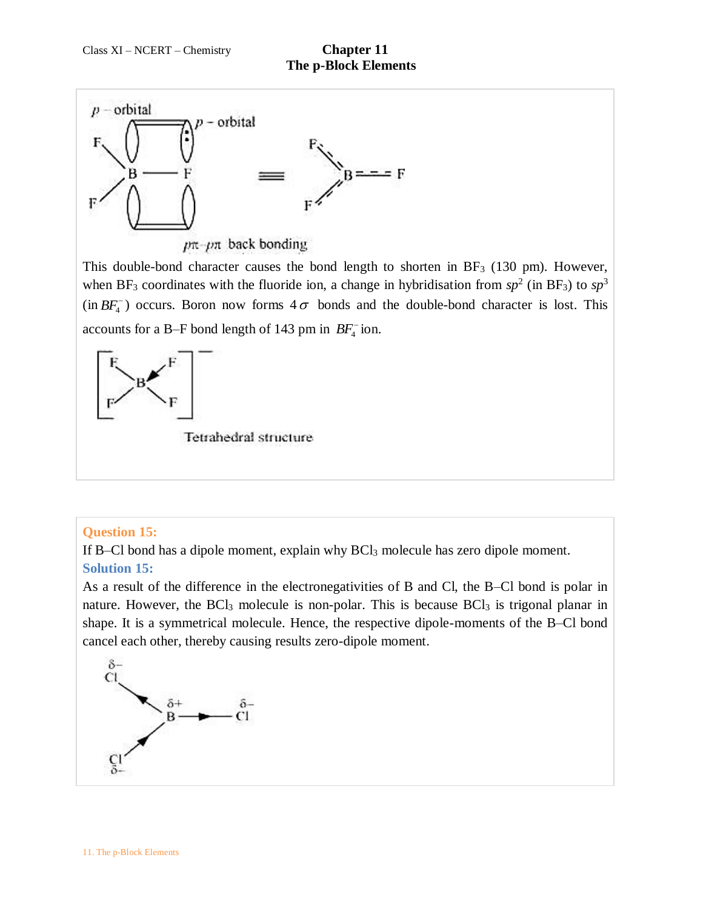$p\pi$–$p\pi$ back bonding

This double-bond character causes the bond length to shorten in $BF_3$ (130 pm). However, when $BF_3$ coordinates with the fluoride ion, a change in hybridisation from $sp^2$ (in $BF_3$) to $sp^3$ (in $BF_4^-$) occurs. Boron now forms $4\sigma$ bonds and the double-bond character is lost. This accounts for a B–F bond length of 143 pm in $BF_4^-$ ion.

Tetrahedral structure

**Question 15:**

If B–Cl bond has a dipole moment, explain why $BCl_3$ molecule has zero dipole moment.

**Solution 15:**

As a result of the difference in the electronegativities of B and Cl, the B–Cl bond is polar in nature. However, the $BCl_3$ molecule is non-polar. This is because $BCl_3$ is trigonal planar in shape. It is a symmetrical molecule. Hence, the respective dipole-moments of the B–Cl bond cancel each other, thereby causing results zero-dipole moment.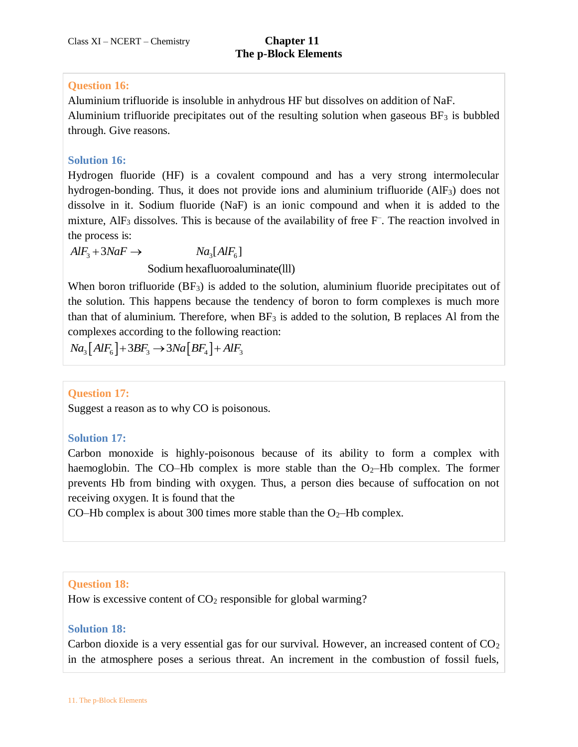**Question 16:**
Aluminium trifluoride is insoluble in anhydrous HF but dissolves on addition of NaF. Aluminium trifluoride precipitates out of the resulting solution when gaseous $BF_3$ is bubbled through. Give reasons.

**Solution 16:**
Hydrogen fluoride (HF) is a covalent compound and has a very strong intermolecular hydrogen-bonding. Thus, it does not provide ions and aluminium trifluoride ($AlF_3$) does not dissolve in it. Sodium fluoride (NaF) is an ionic compound and when it is added to the mixture, $AlF_3$ dissolves. This is because of the availability of free $F^-$. The reaction involved in the process is:

$$AlF_3 + 3NaF \rightarrow Na_3[AlF_6]$$

Sodium hexafluoroaluminate(lll)

When boron trifluoride ($BF_3$) is added to the solution, aluminium fluoride precipitates out of the solution. This happens because the tendency of boron to form complexes is much more than that of aluminium. Therefore, when $BF_3$ is added to the solution, B replaces Al from the complexes according to the following reaction:

$$Na_3[AlF_6] + 3BF_3 \rightarrow 3Na[BF_4] + AlF_3$$

**Question 17:**
Suggest a reason as to why CO is poisonous.

**Solution 17:**
Carbon monoxide is highly-poisonous because of its ability to form a complex with haemoglobin. The CO–Hb complex is more stable than the $O_2$–Hb complex. The former prevents Hb from binding with oxygen. Thus, a person dies because of suffocation on not receiving oxygen. It is found that the
CO–Hb complex is about 300 times more stable than the $O_2$–Hb complex.

**Question 18:**
How is excessive content of $CO_2$ responsible for global warming?

**Solution 18:**
Carbon dioxide is a very essential gas for our survival. However, an increased content of $CO_2$ in the atmosphere poses a serious threat. An increment in the combustion of fossil fuels,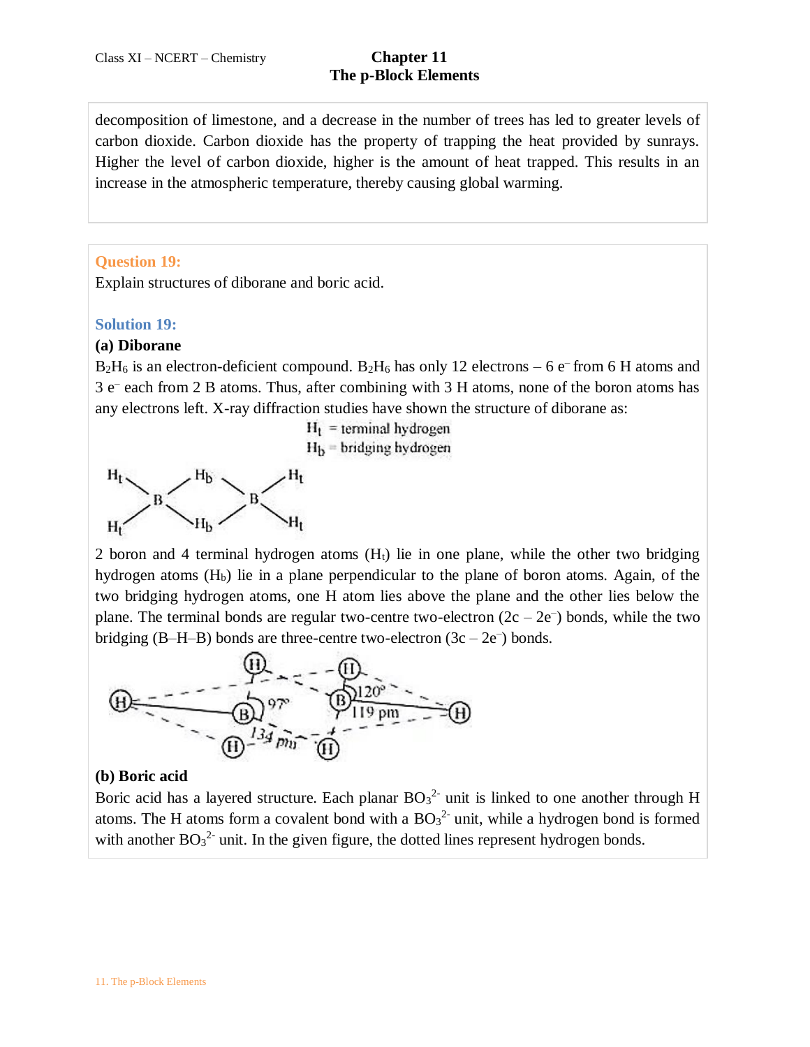decomposition of limestone, and a decrease in the number of trees has led to greater levels of carbon dioxide. Carbon dioxide has the property of trapping the heat provided by sunrays. Higher the level of carbon dioxide, higher is the amount of heat trapped. This results in an increase in the atmospheric temperature, thereby causing global warming.

**Question 19:**

Explain structures of diborane and boric acid.

**Solution 19:**

**(a) Diborane**

$B_2H_6$ is an electron-deficient compound. $B_2H_6$ has only 12 electrons – 6 $e^-$ from 6 H atoms and 3 $e^-$ each from 2 B atoms. Thus, after combining with 3 H atoms, none of the boron atoms has any electrons left. X-ray diffraction studies have shown the structure of diborane as:

$H_t$ = terminal hydrogen
$H_b$ = bridging hydrogen

2 boron and 4 terminal hydrogen atoms ($H_t$) lie in one plane, while the other two bridging hydrogen atoms ($H_b$) lie in a plane perpendicular to the plane of boron atoms. Again, of the two bridging hydrogen atoms, one H atom lies above the plane and the other lies below the plane. The terminal bonds are regular two-centre two-electron ($2c – 2e^-$) bonds, while the two bridging (B–H–B) bonds are three-centre two-electron ($3c – 2e^-$) bonds.

**(b) Boric acid**

Boric acid has a layered structure. Each planar $BO_3^{2-}$ unit is linked to one another through H atoms. The H atoms form a covalent bond with a $BO_3^{2-}$ unit, while a hydrogen bond is formed with another $BO_3^{2-}$ unit. In the given figure, the dotted lines represent hydrogen bonds.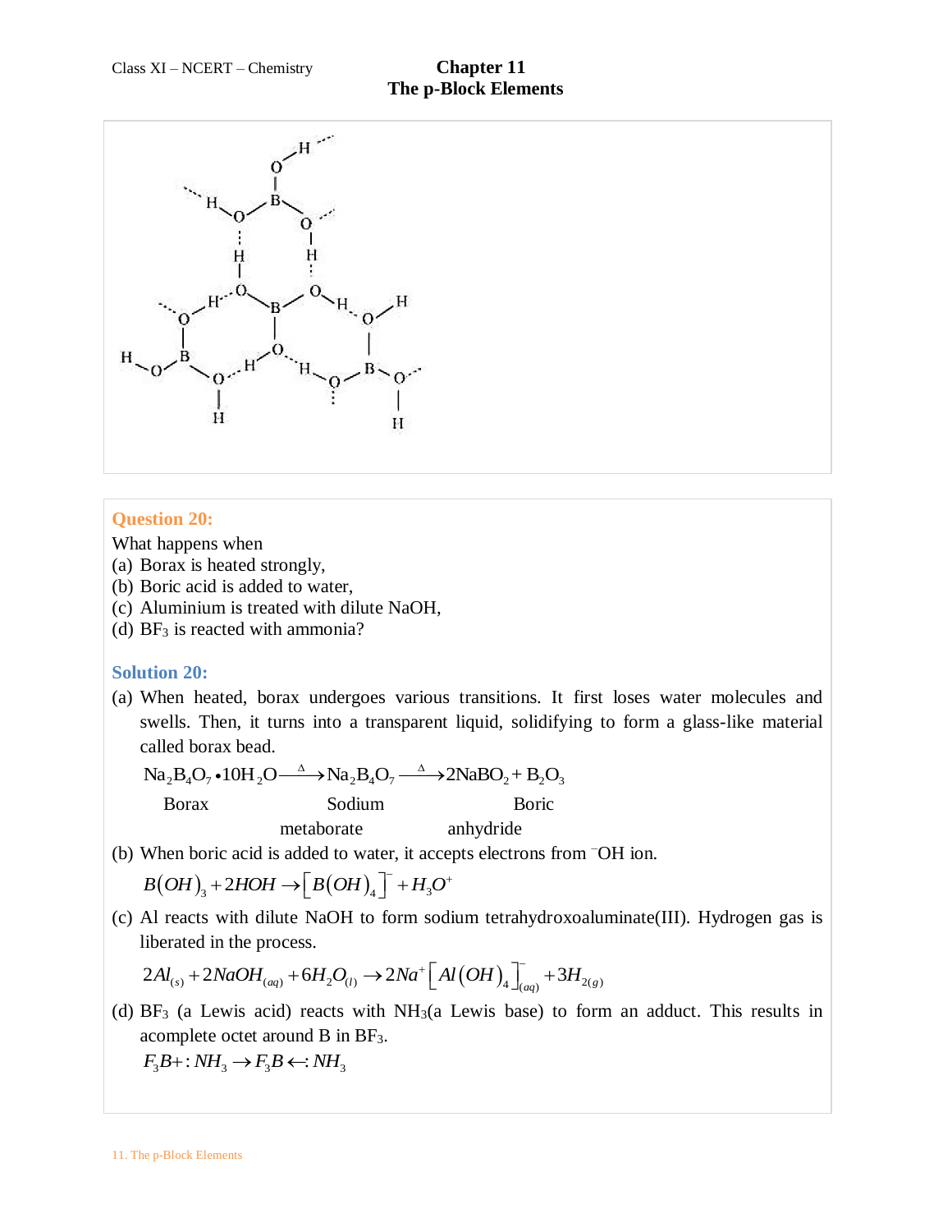## Question 20:

What happens when
(a) Borax is heated strongly,
(b) Boric acid is added to water,
(c) Aluminium is treated with dilute NaOH,
(d) $BF_3$ is reacted with ammonia?

## Solution 20:

(a) When heated, borax undergoes various transitions. It first loses water molecules and swells. Then, it turns into a transparent liquid, solidifying to form a glass-like material called borax bead.

$$\underset{\text{Borax}}{Na_2B_4O_7 \cdot 10H_2O} \xrightarrow{\Delta} Na_2B_4O_7 \xrightarrow{\Delta} \underset{\text{Sodium metaborate}}{2NaBO_2} + \underset{\text{Boric anhydride}}{B_2O_3}$$

(b) When boric acid is added to water, it accepts electrons from $^{-}OH$ ion.

$$B(OH)_3 + 2HOH \rightarrow [B(OH)_4]^- + H_3O^+$$

(c) Al reacts with dilute NaOH to form sodium tetrahydroxoaluminate(III). Hydrogen gas is liberated in the process.

$$2Al_{(s)} + 2NaOH_{(aq)} + 6H_2O_{(l)} \rightarrow 2Na^+[Al(OH)_4]^-_{(aq)} + 3H_{2(g)}$$

(d) $BF_3$ (a Lewis acid) reacts with $NH_3$(a Lewis base) to form an adduct. This results in acomplete octet around B in $BF_3$.

$$F_3B + :NH_3 \rightarrow F_3B \leftarrow :NH_3$$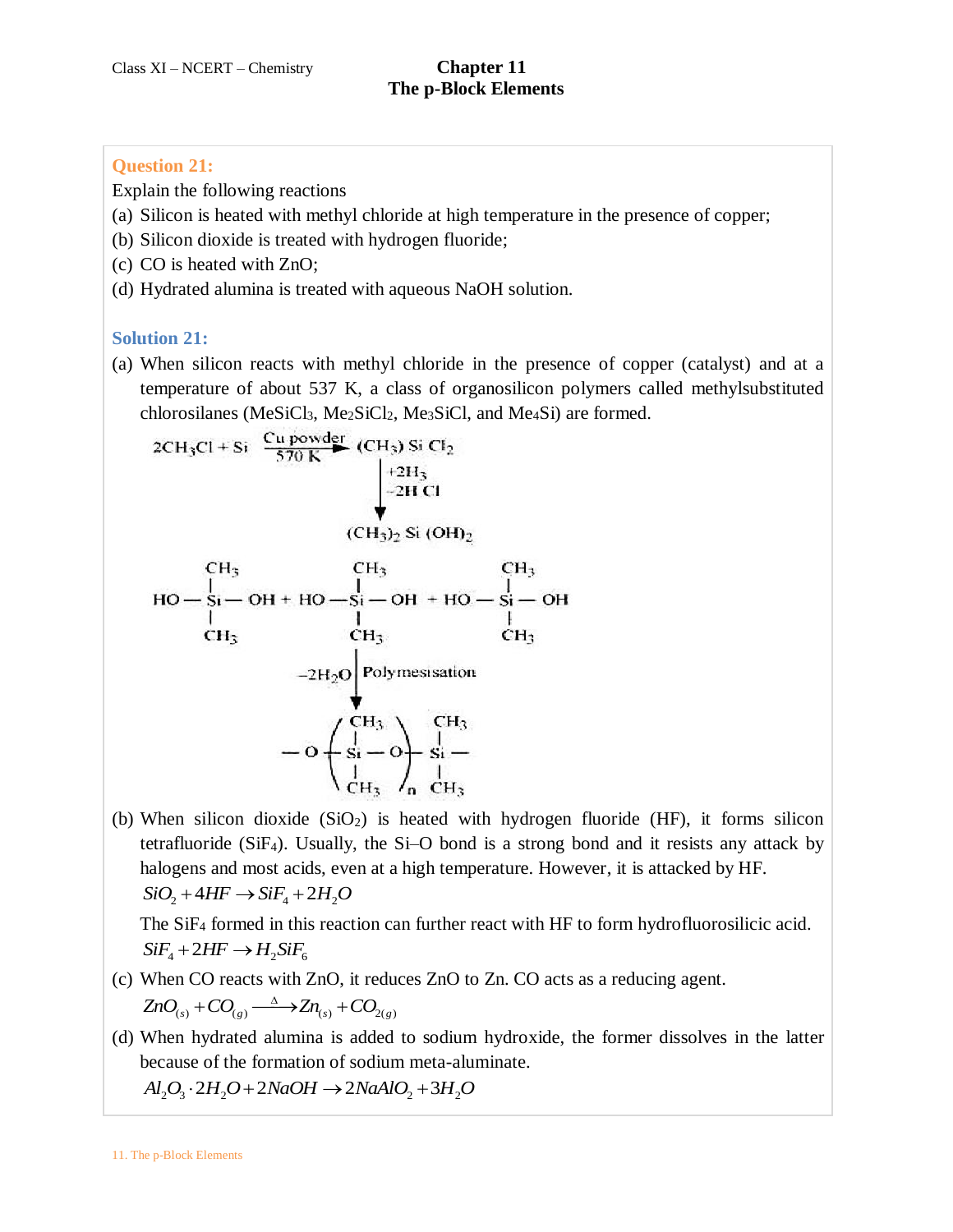**Question 21:**

Explain the following reactions

(a) Silicon is heated with methyl chloride at high temperature in the presence of copper;
(b) Silicon dioxide is treated with hydrogen fluoride;
(c) CO is heated with ZnO;
(d) Hydrated alumina is treated with aqueous NaOH solution.

**Solution 21:**

(a) When silicon reacts with methyl chloride in the presence of copper (catalyst) and at a temperature of about 537 K, a class of organosilicon polymers called methylsubstituted chlorosilanes ($MeSiCl_3$, $Me_2SiCl_2$, $Me_3SiCl$, and $Me_4Si$) are formed.

$$2CH_3Cl + Si \xrightarrow[570\ K]{Cu\ powder} (CH_3)\,Si\,Cl_2$$

$$\downarrow +2H_3,\ -2HCl$$

$$(CH_3)_2\,Si\,(OH)_2$$

$$HO-\underset{CH_3}{\overset{CH_3}{Si}}-OH + HO-\underset{CH_3}{\overset{CH_3}{Si}}-OH + HO-\underset{CH_3}{\overset{CH_3}{Si}}-OH$$

$$\downarrow -2H_2O\ \text{Polymerisation}$$

$$-O-\left(\underset{CH_3}{\overset{CH_3}{Si}}-O\right)_n-\underset{CH_3}{\overset{CH_3}{Si}}-$$

(b) When silicon dioxide ($SiO_2$) is heated with hydrogen fluoride (HF), it forms silicon tetrafluoride ($SiF_4$). Usually, the Si–O bond is a strong bond and it resists any attack by halogens and most acids, even at a high temperature. However, it is attacked by HF.

$$SiO_2 + 4HF \rightarrow SiF_4 + 2H_2O$$

The $SiF_4$ formed in this reaction can further react with HF to form hydrofluorosilicic acid.

$$SiF_4 + 2HF \rightarrow H_2SiF_6$$

(c) When CO reacts with ZnO, it reduces ZnO to Zn. CO acts as a reducing agent.

$$ZnO_{(s)} + CO_{(g)} \xrightarrow{\Delta} Zn_{(s)} + CO_{2(g)}$$

(d) When hydrated alumina is added to sodium hydroxide, the former dissolves in the latter because of the formation of sodium meta-aluminate.

$$Al_2O_3 \cdot 2H_2O + 2NaOH \rightarrow 2NaAlO_2 + 3H_2O$$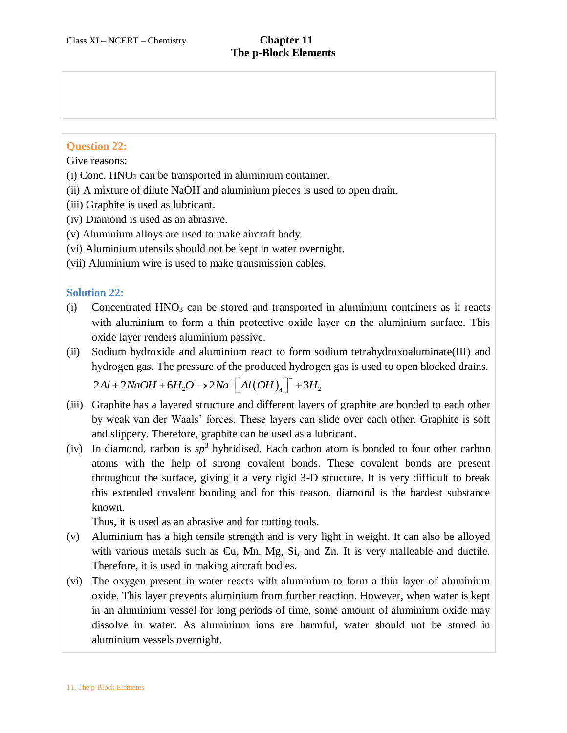**Question 22:**

Give reasons:

(i) Conc. $HNO_3$ can be transported in aluminium container.

(ii) A mixture of dilute NaOH and aluminium pieces is used to open drain.

(iii) Graphite is used as lubricant.

(iv) Diamond is used as an abrasive.

(v) Aluminium alloys are used to make aircraft body.

(vi) Aluminium utensils should not be kept in water overnight.

(vii) Aluminium wire is used to make transmission cables.

**Solution 22:**

(i) Concentrated $HNO_3$ can be stored and transported in aluminium containers as it reacts with aluminium to form a thin protective oxide layer on the aluminium surface. This oxide layer renders aluminium passive.

(ii) Sodium hydroxide and aluminium react to form sodium tetrahydroxoaluminate(III) and hydrogen gas. The pressure of the produced hydrogen gas is used to open blocked drains.

$$2Al + 2NaOH + 6H_2O \rightarrow 2Na^{+}\left[Al(OH)_4\right]^{-} + 3H_2$$

(iii) Graphite has a layered structure and different layers of graphite are bonded to each other by weak van der Waals' forces. These layers can slide over each other. Graphite is soft and slippery. Therefore, graphite can be used as a lubricant.

(iv) In diamond, carbon is $sp^3$ hybridised. Each carbon atom is bonded to four other carbon atoms with the help of strong covalent bonds. These covalent bonds are present throughout the surface, giving it a very rigid 3-D structure. It is very difficult to break this extended covalent bonding and for this reason, diamond is the hardest substance known.

Thus, it is used as an abrasive and for cutting tools.

(v) Aluminium has a high tensile strength and is very light in weight. It can also be alloyed with various metals such as Cu, Mn, Mg, Si, and Zn. It is very malleable and ductile. Therefore, it is used in making aircraft bodies.

(vi) The oxygen present in water reacts with aluminium to form a thin layer of aluminium oxide. This layer prevents aluminium from further reaction. However, when water is kept in an aluminium vessel for long periods of time, some amount of aluminium oxide may dissolve in water. As aluminium ions are harmful, water should not be stored in aluminium vessels overnight.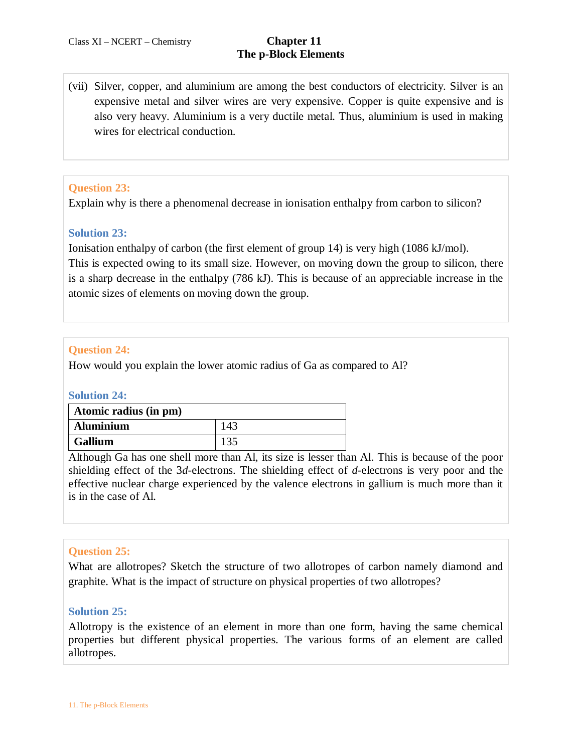(vii) Silver, copper, and aluminium are among the best conductors of electricity. Silver is an expensive metal and silver wires are very expensive. Copper is quite expensive and is also very heavy. Aluminium is a very ductile metal. Thus, aluminium is used in making wires for electrical conduction.

**Question 23:**

Explain why is there a phenomenal decrease in ionisation enthalpy from carbon to silicon?

**Solution 23:**

Ionisation enthalpy of carbon (the first element of group 14) is very high (1086 kJ/mol). This is expected owing to its small size. However, on moving down the group to silicon, there is a sharp decrease in the enthalpy (786 kJ). This is because of an appreciable increase in the atomic sizes of elements on moving down the group.

**Question 24:**

How would you explain the lower atomic radius of Ga as compared to Al?

**Solution 24:**

| **Atomic radius (in pm)** | |
|---|---|
| **Aluminium** | 143 |
| **Gallium** | 135 |

Although Ga has one shell more than Al, its size is lesser than Al. This is because of the poor shielding effect of the 3*d*-electrons. The shielding effect of *d*-electrons is very poor and the effective nuclear charge experienced by the valence electrons in gallium is much more than it is in the case of Al.

**Question 25:**

What are allotropes? Sketch the structure of two allotropes of carbon namely diamond and graphite. What is the impact of structure on physical properties of two allotropes?

**Solution 25:**

Allotropy is the existence of an element in more than one form, having the same chemical properties but different physical properties. The various forms of an element are called allotropes.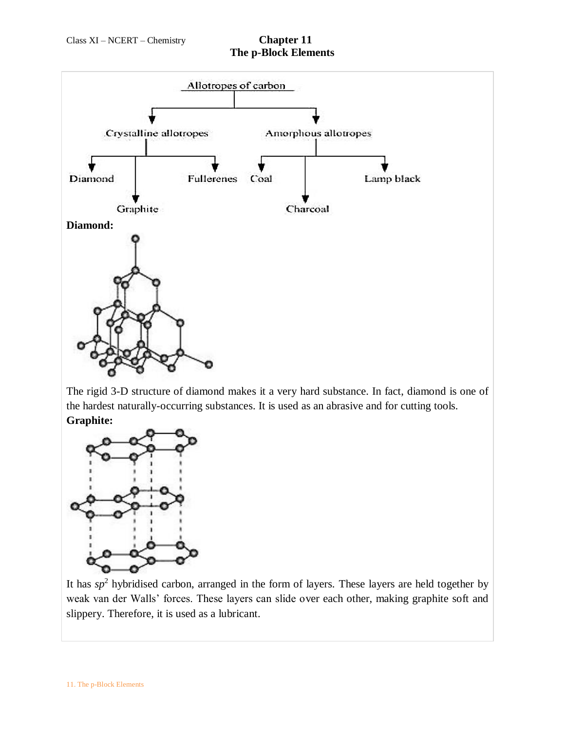Allotropes of carbon

- Crystalline allotropes
  - Diamond
  - Graphite
  - Fullerenes
- Amorphous allotropes
  - Coal
  - Charcoal
  - Lamp black

**Diamond:**

The rigid 3-D structure of diamond makes it a very hard substance. In fact, diamond is one of the hardest naturally-occurring substances. It is used as an abrasive and for cutting tools.

**Graphite:**

It has $sp^2$ hybridised carbon, arranged in the form of layers. These layers are held together by weak van der Walls' forces. These layers can slide over each other, making graphite soft and slippery. Therefore, it is used as a lubricant.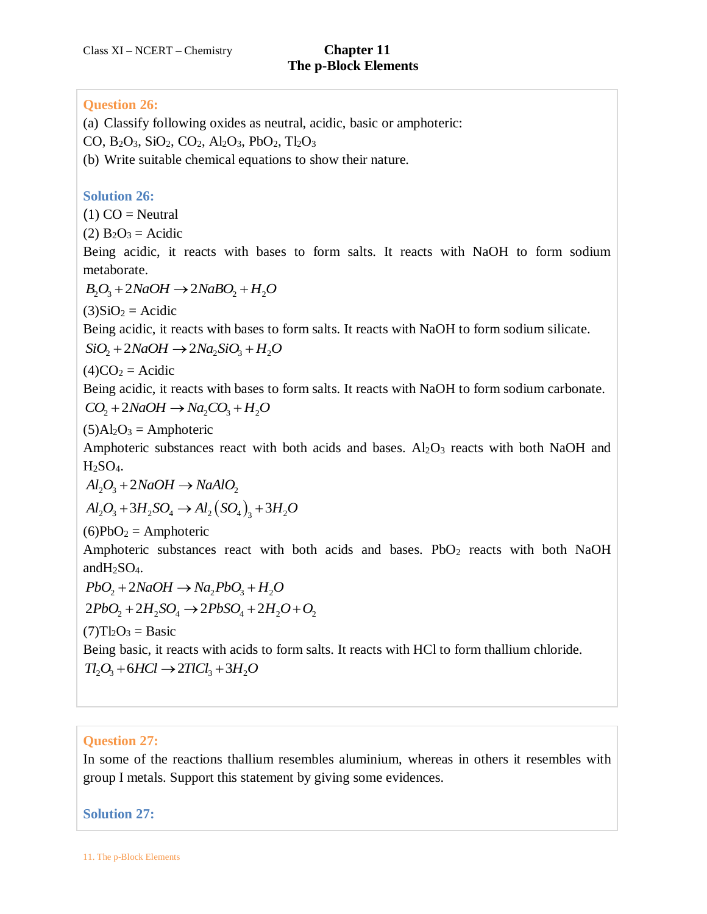**Question 26:**

(a) Classify following oxides as neutral, acidic, basic or amphoteric:

CO, $B_2O_3$, $SiO_2$, $CO_2$, $Al_2O_3$, $PbO_2$, $Tl_2O_3$

(b) Write suitable chemical equations to show their nature.

**Solution 26:**

(1) CO = Neutral

(2) $B_2O_3$ = Acidic

Being acidic, it reacts with bases to form salts. It reacts with NaOH to form sodium metaborate.

$$B_2O_3 + 2NaOH \rightarrow 2NaBO_2 + H_2O$$

(3) $SiO_2$ = Acidic

Being acidic, it reacts with bases to form salts. It reacts with NaOH to form sodium silicate.

$$SiO_2 + 2NaOH \rightarrow 2Na_2SiO_3 + H_2O$$

(4) $CO_2$ = Acidic

Being acidic, it reacts with bases to form salts. It reacts with NaOH to form sodium carbonate.

$$CO_2 + 2NaOH \rightarrow Na_2CO_3 + H_2O$$

(5) $Al_2O_3$ = Amphoteric

Amphoteric substances react with both acids and bases. $Al_2O_3$ reacts with both NaOH and $H_2SO_4$.

$$Al_2O_3 + 2NaOH \rightarrow NaAlO_2$$

$$Al_2O_3 + 3H_2SO_4 \rightarrow Al_2\left(SO_4\right)_3 + 3H_2O$$

(6) $PbO_2$ = Amphoteric

Amphoteric substances react with both acids and bases. $PbO_2$ reacts with both NaOH and $H_2SO_4$.

$$PbO_2 + 2NaOH \rightarrow Na_2PbO_3 + H_2O$$

$$2PbO_2 + 2H_2SO_4 \rightarrow 2PbSO_4 + 2H_2O + O_2$$

(7) $Tl_2O_3$ = Basic

Being basic, it reacts with acids to form salts. It reacts with HCl to form thallium chloride.

$$Tl_2O_3 + 6HCl \rightarrow 2TlCl_3 + 3H_2O$$

**Question 27:**

In some of the reactions thallium resembles aluminium, whereas in others it resembles with group I metals. Support this statement by giving some evidences.

**Solution 27:**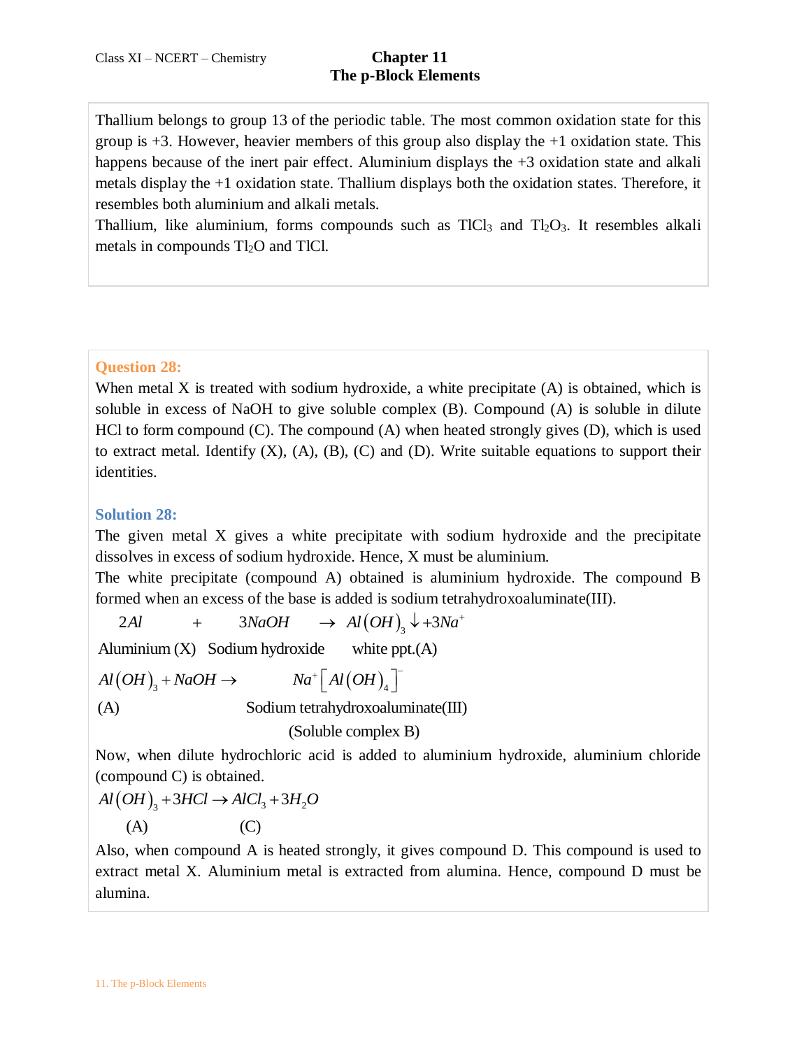Thallium belongs to group 13 of the periodic table. The most common oxidation state for this group is +3. However, heavier members of this group also display the +1 oxidation state. This happens because of the inert pair effect. Aluminium displays the +3 oxidation state and alkali metals display the +1 oxidation state. Thallium displays both the oxidation states. Therefore, it resembles both aluminium and alkali metals.

Thallium, like aluminium, forms compounds such as $TlCl_3$ and $Tl_2O_3$. It resembles alkali metals in compounds $Tl_2O$ and $TlCl$.

**Question 28:**

When metal X is treated with sodium hydroxide, a white precipitate (A) is obtained, which is soluble in excess of NaOH to give soluble complex (B). Compound (A) is soluble in dilute HCl to form compound (C). The compound (A) when heated strongly gives (D), which is used to extract metal. Identify (X), (A), (B), (C) and (D). Write suitable equations to support their identities.

**Solution 28:**

The given metal X gives a white precipitate with sodium hydroxide and the precipitate dissolves in excess of sodium hydroxide. Hence, X must be aluminium.

The white precipitate (compound A) obtained is aluminium hydroxide. The compound B formed when an excess of the base is added is sodium tetrahydroxoaluminate(III).

$$\underset{\text{Aluminium (X)}}{2Al} + \underset{\text{Sodium hydroxide}}{3NaOH} \rightarrow \underset{\text{white ppt.(A)}}{Al(OH)_3 \downarrow} + 3Na^+$$

$$\underset{\text{(A)}}{Al(OH)_3} + NaOH \rightarrow \underset{\substack{\text{Sodium tetrahydroxoaluminate(III)} \\ \text{(Soluble complex B)}}}{Na^+\left[Al(OH)_4\right]^-}$$

Now, when dilute hydrochloric acid is added to aluminium hydroxide, aluminium chloride (compound C) is obtained.

$$\underset{\text{(A)}}{Al(OH)_3} + 3HCl \rightarrow \underset{\text{(C)}}{AlCl_3} + 3H_2O$$

Also, when compound A is heated strongly, it gives compound D. This compound is used to extract metal X. Aluminium metal is extracted from alumina. Hence, compound D must be alumina.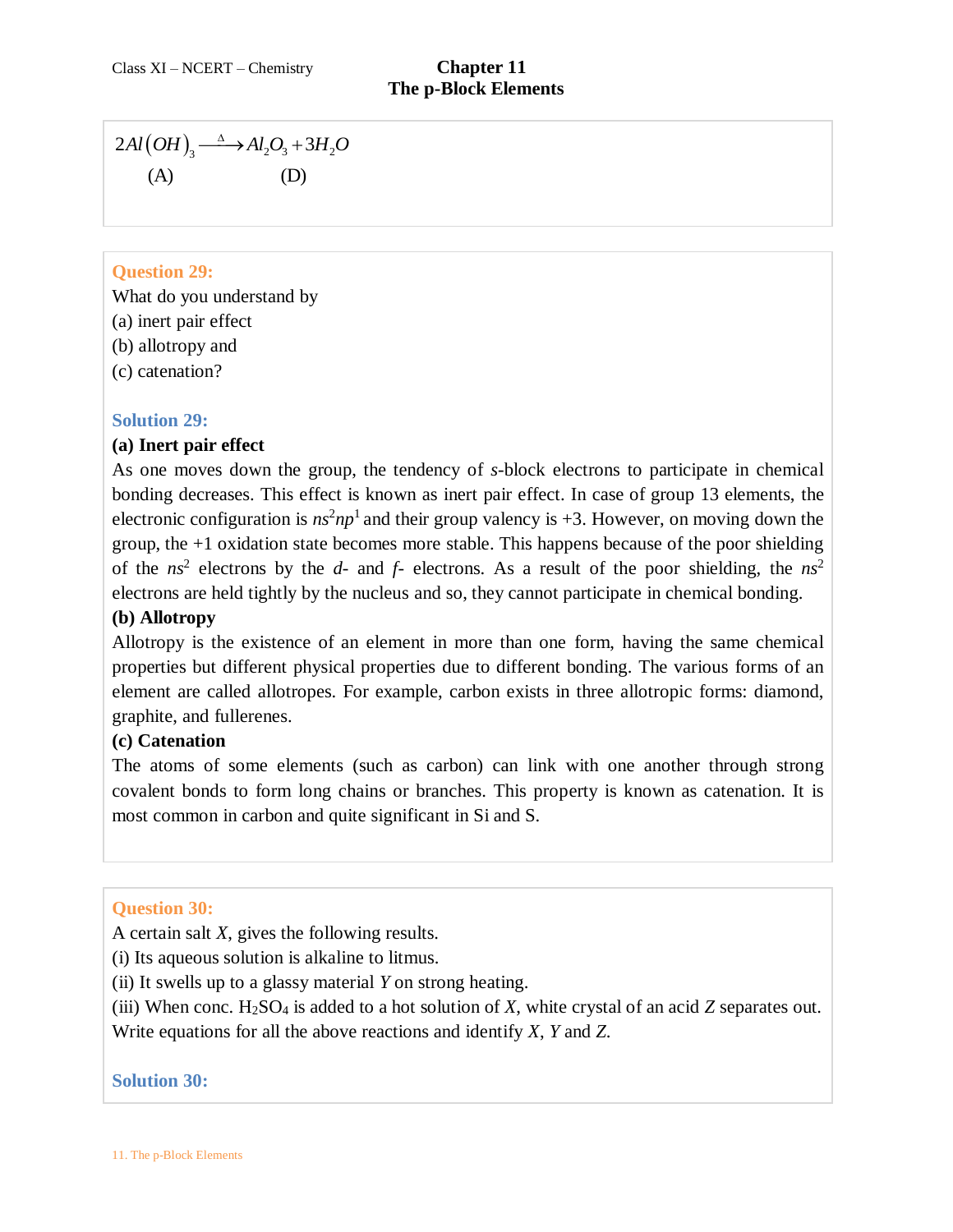$$2Al(OH)_3 \xrightarrow{\Delta} Al_2O_3 + 3H_2O$$

(A) (D)

**Question 29:**

What do you understand by

(a) inert pair effect

(b) allotropy and

(c) catenation?

**Solution 29:**

**(a) Inert pair effect**

As one moves down the group, the tendency of *s*-block electrons to participate in chemical bonding decreases. This effect is known as inert pair effect. In case of group 13 elements, the electronic configuration is $ns^2np^1$ and their group valency is +3. However, on moving down the group, the +1 oxidation state becomes more stable. This happens because of the poor shielding of the $ns^2$ electrons by the *d*- and *f*- electrons. As a result of the poor shielding, the $ns^2$ electrons are held tightly by the nucleus and so, they cannot participate in chemical bonding.

**(b) Allotropy**

Allotropy is the existence of an element in more than one form, having the same chemical properties but different physical properties due to different bonding. The various forms of an element are called allotropes. For example, carbon exists in three allotropic forms: diamond, graphite, and fullerenes.

**(c) Catenation**

The atoms of some elements (such as carbon) can link with one another through strong covalent bonds to form long chains or branches. This property is known as catenation. It is most common in carbon and quite significant in Si and S.

**Question 30:**

A certain salt *X*, gives the following results.

(i) Its aqueous solution is alkaline to litmus.

(ii) It swells up to a glassy material *Y* on strong heating.

(iii) When conc. $H_2SO_4$ is added to a hot solution of *X*, white crystal of an acid *Z* separates out.

Write equations for all the above reactions and identify *X*, *Y* and *Z*.

**Solution 30:**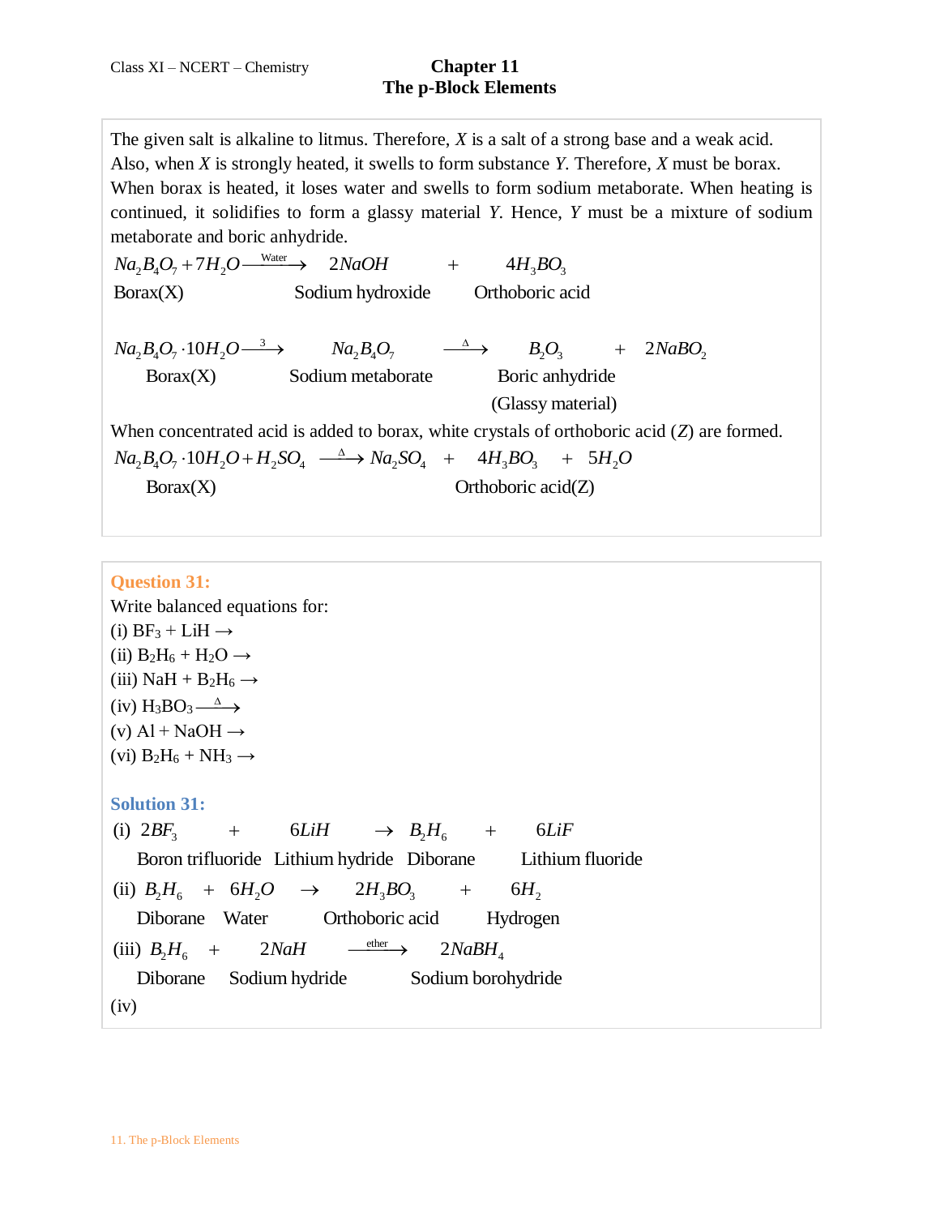The given salt is alkaline to litmus. Therefore, $X$ is a salt of a strong base and a weak acid. Also, when $X$ is strongly heated, it swells to form substance $Y$. Therefore, $X$ must be borax. When borax is heated, it loses water and swells to form sodium metaborate. When heating is continued, it solidifies to form a glassy material $Y$. Hence, $Y$ must be a mixture of sodium metaborate and boric anhydride.

$$\underset{\text{Borax(X)}}{Na_2B_4O_7} + 7H_2O \xrightarrow{\text{Water}} \underset{\text{Sodium hydroxide}}{2NaOH} + \underset{\text{Orthoboric acid}}{4H_3BO_3}$$

$$\underset{\text{Borax(X)}}{Na_2B_4O_7 \cdot 10H_2O} \xrightarrow{3} \underset{\text{Sodium metaborate}}{Na_2B_4O_7} \xrightarrow{\Delta} \underset{\substack{\text{Boric anhydride} \\ \text{(Glassy material)}}}{B_2O_3} + 2NaBO_2$$

When concentrated acid is added to borax, white crystals of orthoboric acid ($Z$) are formed.

$$\underset{\text{Borax(X)}}{Na_2B_4O_7 \cdot 10H_2O} + H_2SO_4 \xrightarrow{\Delta} Na_2SO_4 + \underset{\text{Orthoboric acid(Z)}}{4H_3BO_3} + 5H_2O$$

**Question 31:**

Write balanced equations for:

(i) $BF_3 + LiH \rightarrow$

(ii) $B_2H_6 + H_2O \rightarrow$

(iii) $NaH + B_2H_6 \rightarrow$

(iv) $H_3BO_3 \xrightarrow{\Delta}$

(v) $Al + NaOH \rightarrow$

(vi) $B_2H_6 + NH_3 \rightarrow$

**Solution 31:**

(i) $$\underset{\text{Boron trifluoride}}{2BF_3} + \underset{\text{Lithium hydride}}{6LiH} \rightarrow \underset{\text{Diborane}}{B_2H_6} + \underset{\text{Lithium fluoride}}{6LiF}$$

(ii) $$\underset{\text{Diborane}}{B_2H_6} + \underset{\text{Water}}{6H_2O} \rightarrow \underset{\text{Orthoboric acid}}{2H_3BO_3} + \underset{\text{Hydrogen}}{6H_2}$$

(iii) $$\underset{\text{Diborane}}{B_2H_6} + \underset{\text{Sodium hydride}}{2NaH} \xrightarrow{\text{ether}} \underset{\text{Sodium borohydride}}{2NaBH_4}$$

(iv)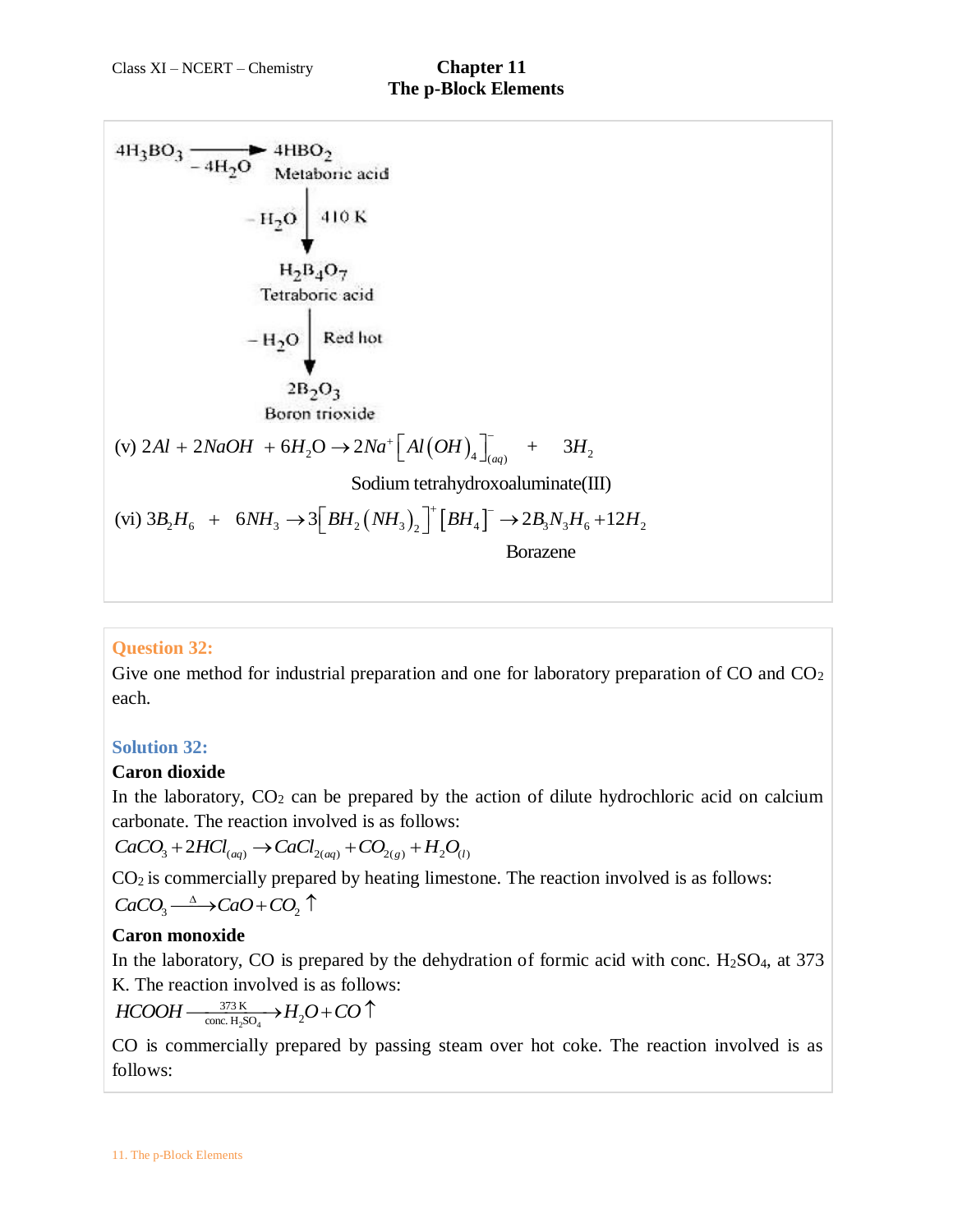$$4H_3BO_3 \xrightarrow{-4H_2O} 4HBO_2$$

Metaboric acid

$$\downarrow -H_2O \quad 410\text{ K}$$

$$H_2B_4O_7$$

Tetraboric acid

$$\downarrow -H_2O \quad \text{Red hot}$$

$$2B_2O_3$$

Boron trioxide

(v) $2Al + 2NaOH + 6H_2O \rightarrow 2Na^+\left[Al(OH)_4\right]^-_{(aq)} + 3H_2$

Sodium tetrahydroxoaluminate(III)

(vi) $3B_2H_6 + 6NH_3 \rightarrow 3\left[BH_2(NH_3)_2\right]^+\left[BH_4\right]^- \rightarrow 2B_3N_3H_6 + 12H_2$

Borazene

### Question 32:

Give one method for industrial preparation and one for laboratory preparation of CO and $CO_2$ each.

### Solution 32:

**Caron dioxide**

In the laboratory, $CO_2$ can be prepared by the action of dilute hydrochloric acid on calcium carbonate. The reaction involved is as follows:

$$CaCO_3 + 2HCl_{(aq)} \rightarrow CaCl_{2(aq)} + CO_{2(g)} + H_2O_{(l)}$$

$CO_2$ is commercially prepared by heating limestone. The reaction involved is as follows:

$$CaCO_3 \xrightarrow{\Delta} CaO + CO_2 \uparrow$$

**Caron monoxide**

In the laboratory, CO is prepared by the dehydration of formic acid with conc. $H_2SO_4$, at 373 K. The reaction involved is as follows:

$$HCOOH \xrightarrow[\text{conc. } H_2SO_4]{373\text{ K}} H_2O + CO \uparrow$$

CO is commercially prepared by passing steam over hot coke. The reaction involved is as follows: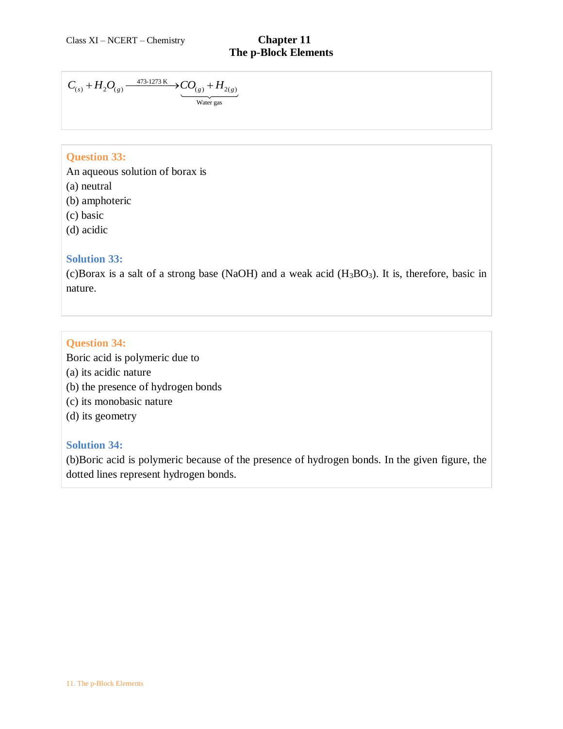$$C_{(s)} + H_2O_{(g)} \xrightarrow{473\text{-}1273\text{ K}} \underbrace{CO_{(g)} + H_{2(g)}}_{\text{Water gas}}$$

**Question 33:**

An aqueous solution of borax is

(a) neutral

(b) amphoteric

(c) basic

(d) acidic

**Solution 33:**

(c)Borax is a salt of a strong base (NaOH) and a weak acid ($H_3BO_3$). It is, therefore, basic in nature.

**Question 34:**

Boric acid is polymeric due to

(a) its acidic nature

(b) the presence of hydrogen bonds

(c) its monobasic nature

(d) its geometry

**Solution 34:**

(b)Boric acid is polymeric because of the presence of hydrogen bonds. In the given figure, the dotted lines represent hydrogen bonds.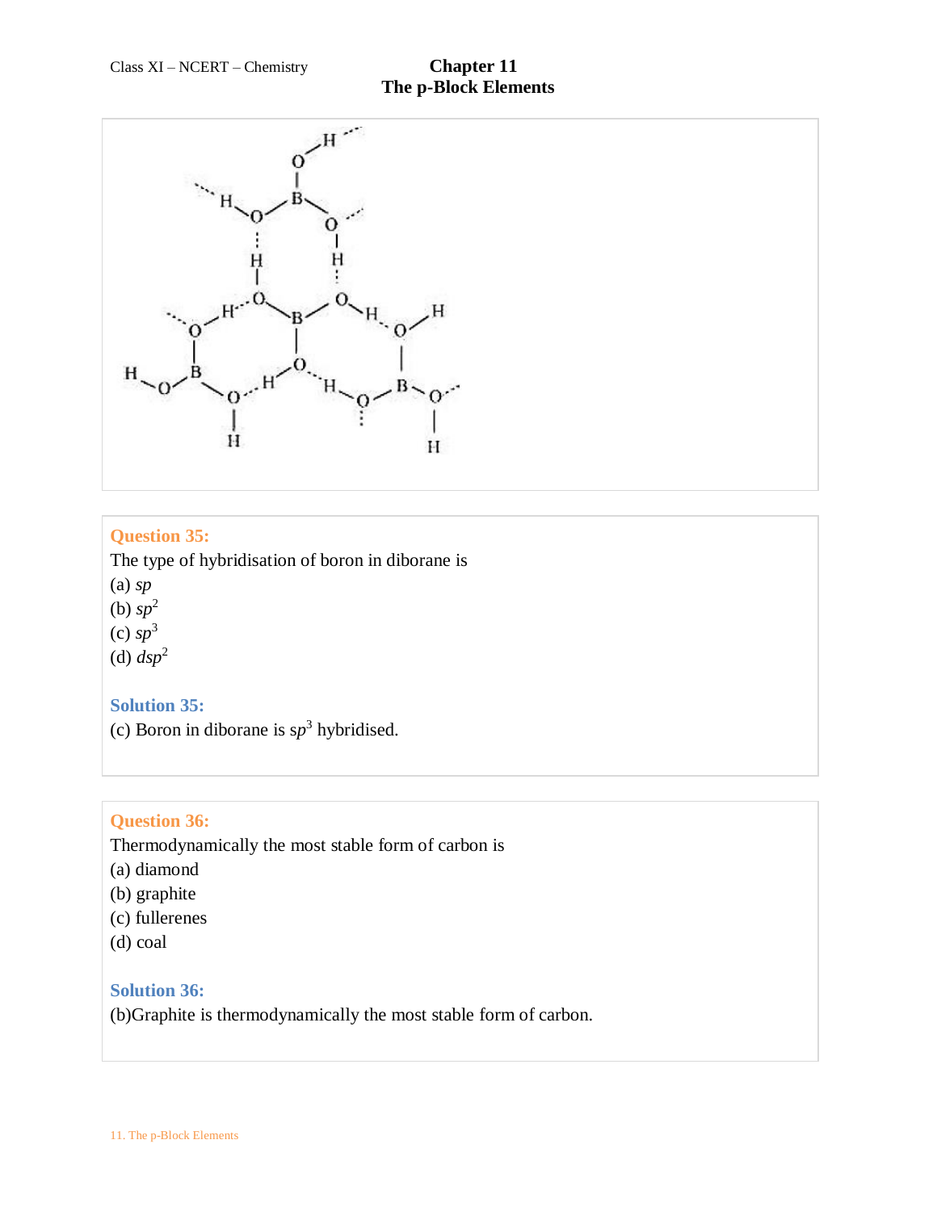**Question 35:**

The type of hybridisation of boron in diborane is

(a) *sp*

(b) $sp^2$

(c) $sp^3$

(d) $dsp^2$

**Solution 35:**

(c) Boron in diborane is $sp^3$ hybridised.

**Question 36:**

Thermodynamically the most stable form of carbon is

(a) diamond

(b) graphite

(c) fullerenes

(d) coal

**Solution 36:**

(b)Graphite is thermodynamically the most stable form of carbon.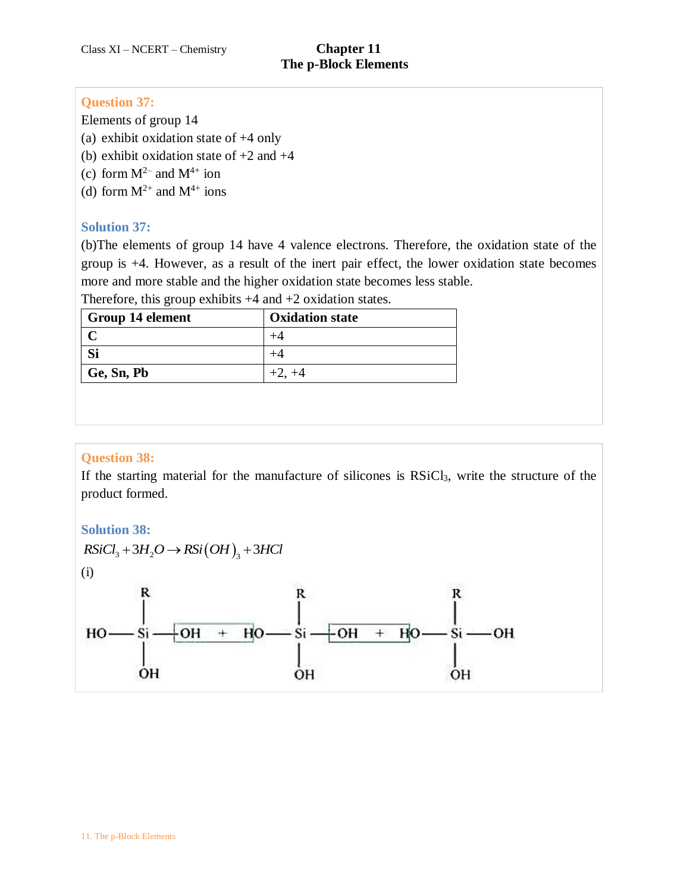**Question 37:**

Elements of group 14

(a) exhibit oxidation state of +4 only

(b) exhibit oxidation state of +2 and +4

(c) form $M^{2-}$ and $M^{4+}$ ion

(d) form $M^{2+}$ and $M^{4+}$ ions

**Solution 37:**

(b)The elements of group 14 have 4 valence electrons. Therefore, the oxidation state of the group is +4. However, as a result of the inert pair effect, the lower oxidation state becomes more and more stable and the higher oxidation state becomes less stable.

Therefore, this group exhibits +4 and +2 oxidation states.

| Group 14 element | Oxidation state |
|---|---|
| **C** | +4 |
| **Si** | +4 |
| **Ge, Sn, Pb** | +2, +4 |

**Question 38:**

If the starting material for the manufacture of silicones is $RSiCl_3$, write the structure of the product formed.

**Solution 38:**

$$RSiCl_3 + 3H_2O \rightarrow RSi(OH)_3 + 3HCl$$

(i)

$$HO-\underset{OH}{\overset{R}{Si}}-OH + HO-\underset{OH}{\overset{R}{Si}}-OH + HO-\underset{OH}{\overset{R}{Si}}-OH$$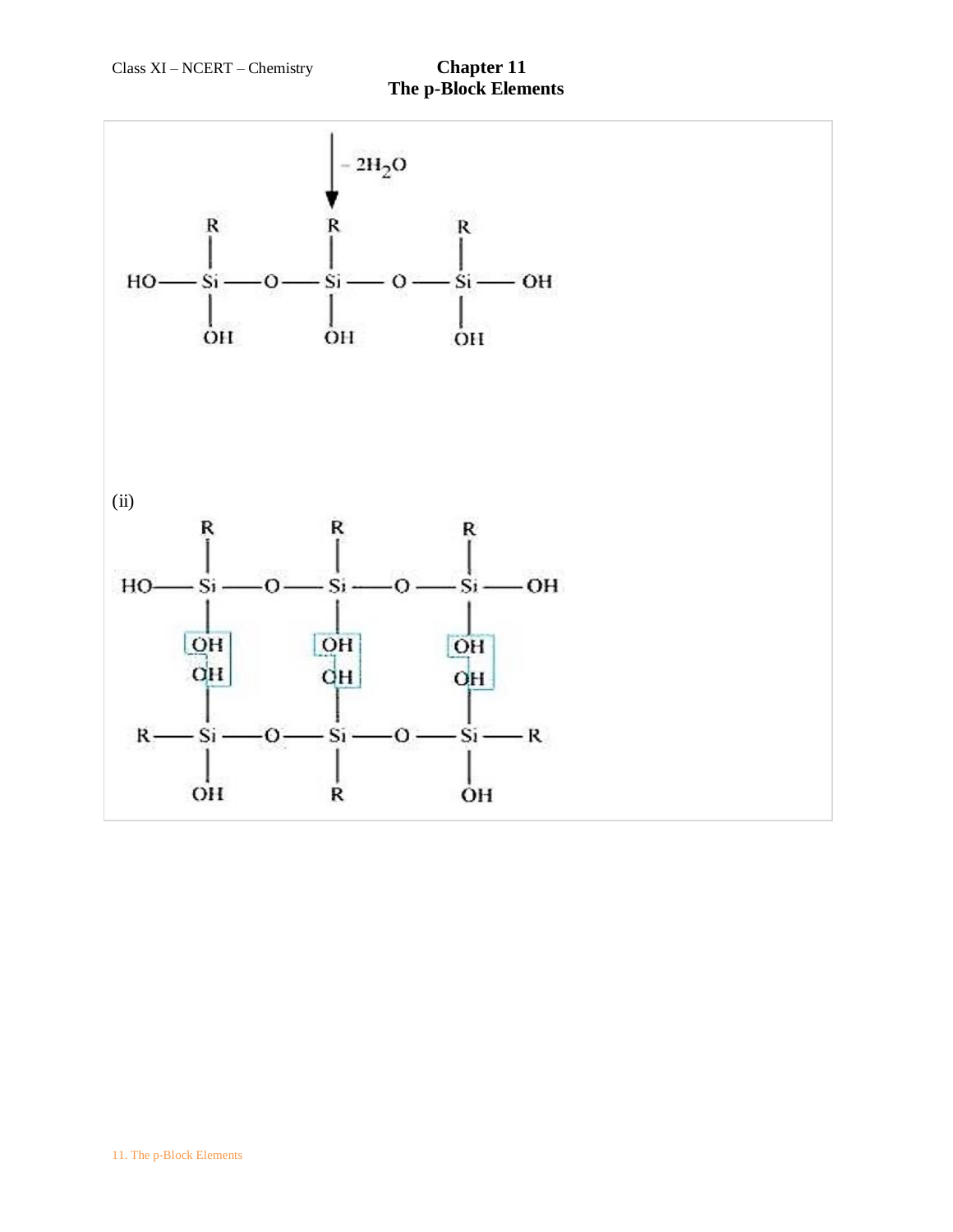$$\downarrow -2H_2O$$

$$HO-\underset{\underset{OH}{|}}{\overset{\overset{R}{|}}{Si}}-O-\underset{\underset{OH}{|}}{\overset{\overset{R}{|}}{Si}}-O-\underset{\underset{OH}{|}}{\overset{\overset{R}{|}}{Si}}-OH$$

(ii)

$$HO-\underset{\underset{\boxed{\begin{matrix}OH\\OH\end{matrix}}}{|}}{\overset{\overset{R}{|}}{Si}}-O-\underset{\underset{\boxed{\begin{matrix}OH\\OH\end{matrix}}}{|}}{\overset{\overset{R}{|}}{Si}}-O-\underset{\underset{\boxed{\begin{matrix}OH\\OH\end{matrix}}}{|}}{\overset{\overset{R}{|}}{Si}}-OH$$

$$R-\underset{\underset{OH}{|}}{\overset{|}{Si}}-O-\underset{\underset{R}{|}}{\overset{|}{Si}}-O-\underset{\underset{OH}{|}}{\overset{|}{Si}}-R$$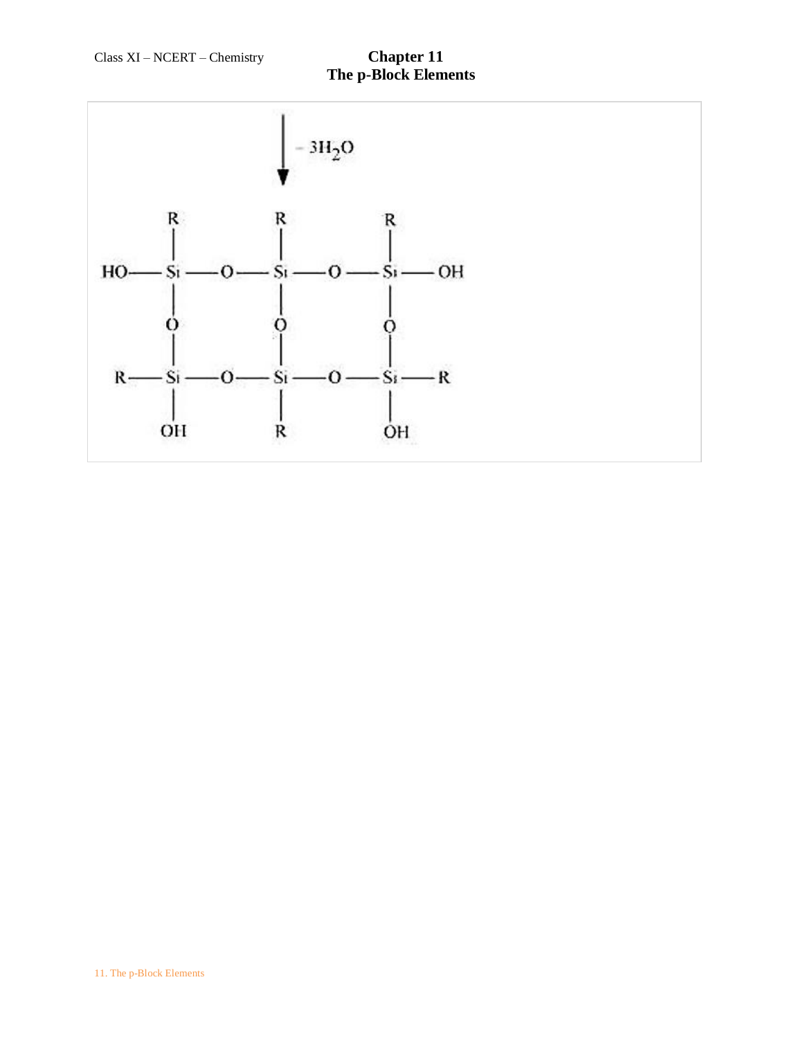$-3H_2O$

R R R

HO — Si — O — Si — O — Si — OH

O O O

R — Si — O — Si — O — Si — R

OH R OH